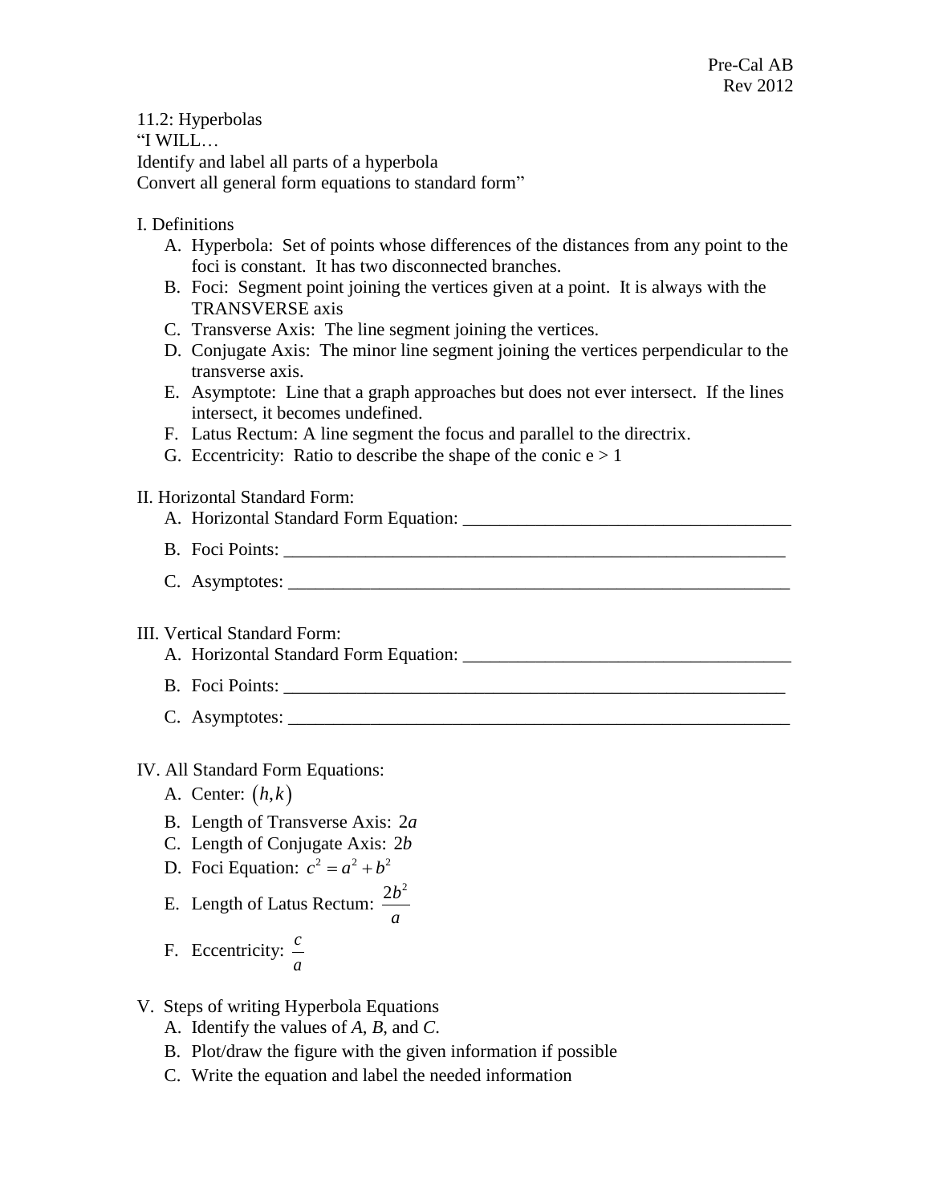Pre-Cal AB
Rev 2012

11.2: Hyperbolas
"I WILL…
Identify and label all parts of a hyperbola
Convert all general form equations to standard form"

I. Definitions

A. Hyperbola: Set of points whose differences of the distances from any point to the foci is constant. It has two disconnected branches.
B. Foci: Segment point joining the vertices given at a point. It is always with the TRANSVERSE axis
C. Transverse Axis: The line segment joining the vertices.
D. Conjugate Axis: The minor line segment joining the vertices perpendicular to the transverse axis.
E. Asymptote: Line that a graph approaches but does not ever intersect. If the lines intersect, it becomes undefined.
F. Latus Rectum: A line segment the focus and parallel to the directrix.
G. Eccentricity: Ratio to describe the shape of the conic $e > 1$

II. Horizontal Standard Form:

A. Horizontal Standard Form Equation: ___________________________________
B. Foci Points: ________________________________________________________
C. Asymptotes: ________________________________________________________

III. Vertical Standard Form:

A. Horizontal Standard Form Equation: ___________________________________
B. Foci Points: ________________________________________________________
C. Asymptotes: ________________________________________________________

IV. All Standard Form Equations:

A. Center: $(h,k)$
B. Length of Transverse Axis: $2a$
C. Length of Conjugate Axis: $2b$
D. Foci Equation: $c^2 = a^2 + b^2$
E. Length of Latus Rectum: $\frac{2b^2}{a}$
F. Eccentricity: $\frac{c}{a}$

V. Steps of writing Hyperbola Equations

A. Identify the values of *A*, *B*, and *C*.
B. Plot/draw the figure with the given information if possible
C. Write the equation and label the needed information